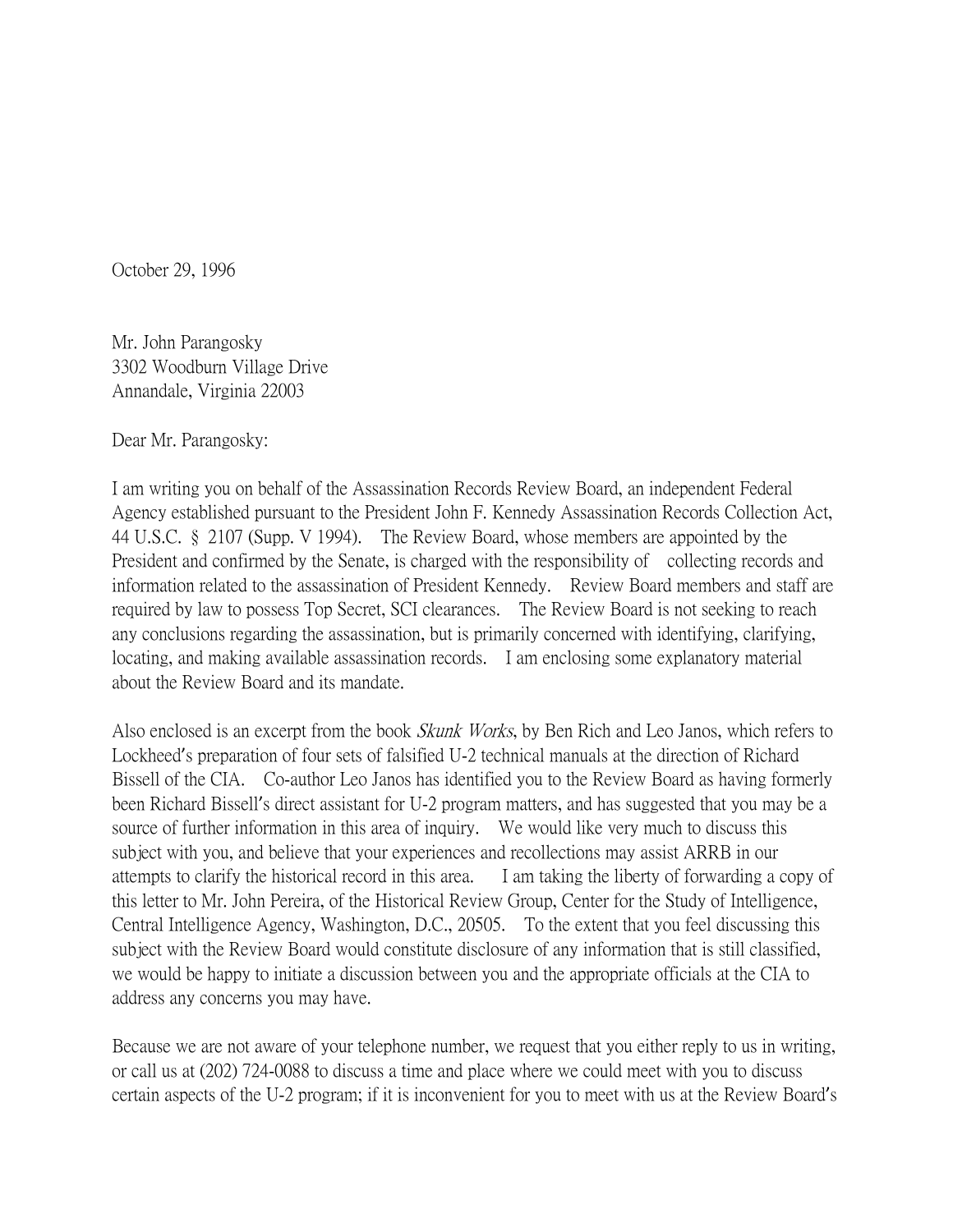October 29, 1996

Mr. John Parangosky
3302 Woodburn Village Drive
Annandale, Virginia 22003

Dear Mr. Parangosky:

I am writing you on behalf of the Assassination Records Review Board, an independent Federal Agency established pursuant to the President John F. Kennedy Assassination Records Collection Act, 44 U.S.C. § 2107 (Supp. V 1994). The Review Board, whose members are appointed by the President and confirmed by the Senate, is charged with the responsibility of collecting records and information related to the assassination of President Kennedy. Review Board members and staff are required by law to possess Top Secret, SCI clearances. The Review Board is not seeking to reach any conclusions regarding the assassination, but is primarily concerned with identifying, clarifying, locating, and making available assassination records. I am enclosing some explanatory material about the Review Board and its mandate.

Also enclosed is an excerpt from the book *Skunk Works*, by Ben Rich and Leo Janos, which refers to Lockheed's preparation of four sets of falsified U-2 technical manuals at the direction of Richard Bissell of the CIA. Co-author Leo Janos has identified you to the Review Board as having formerly been Richard Bissell's direct assistant for U-2 program matters, and has suggested that you may be a source of further information in this area of inquiry. We would like very much to discuss this subject with you, and believe that your experiences and recollections may assist ARRB in our attempts to clarify the historical record in this area. I am taking the liberty of forwarding a copy of this letter to Mr. John Pereira, of the Historical Review Group, Center for the Study of Intelligence, Central Intelligence Agency, Washington, D.C., 20505. To the extent that you feel discussing this subject with the Review Board would constitute disclosure of any information that is still classified, we would be happy to initiate a discussion between you and the appropriate officials at the CIA to address any concerns you may have.

Because we are not aware of your telephone number, we request that you either reply to us in writing, or call us at (202) 724-0088 to discuss a time and place where we could meet with you to discuss certain aspects of the U-2 program; if it is inconvenient for you to meet with us at the Review Board's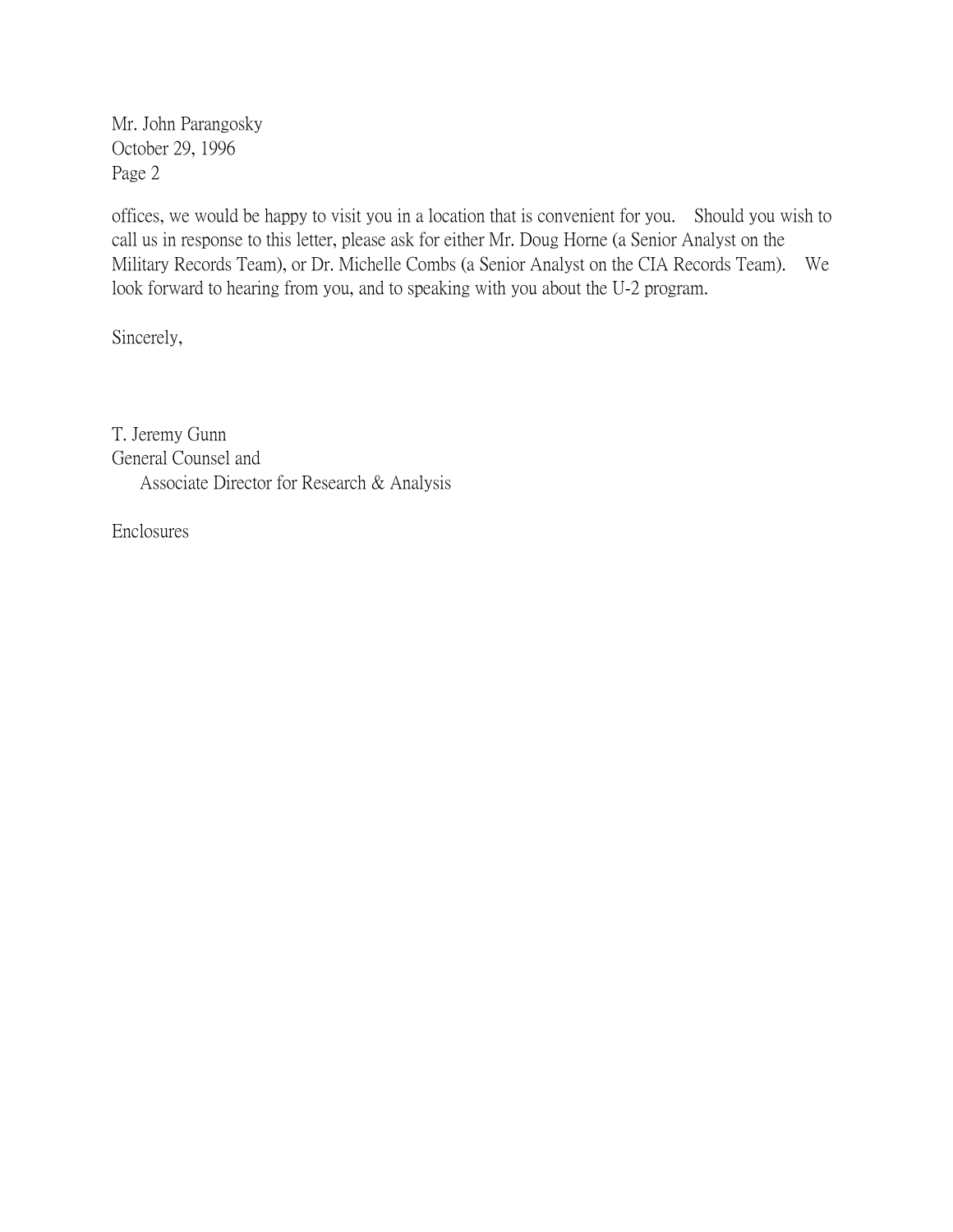Mr. John Parangosky
October 29, 1996
Page 2

offices, we would be happy to visit you in a location that is convenient for you. Should you wish to call us in response to this letter, please ask for either Mr. Doug Horne (a Senior Analyst on the Military Records Team), or Dr. Michelle Combs (a Senior Analyst on the CIA Records Team). We look forward to hearing from you, and to speaking with you about the U-2 program.

Sincerely,

T. Jeremy Gunn
General Counsel and
Associate Director for Research & Analysis

Enclosures